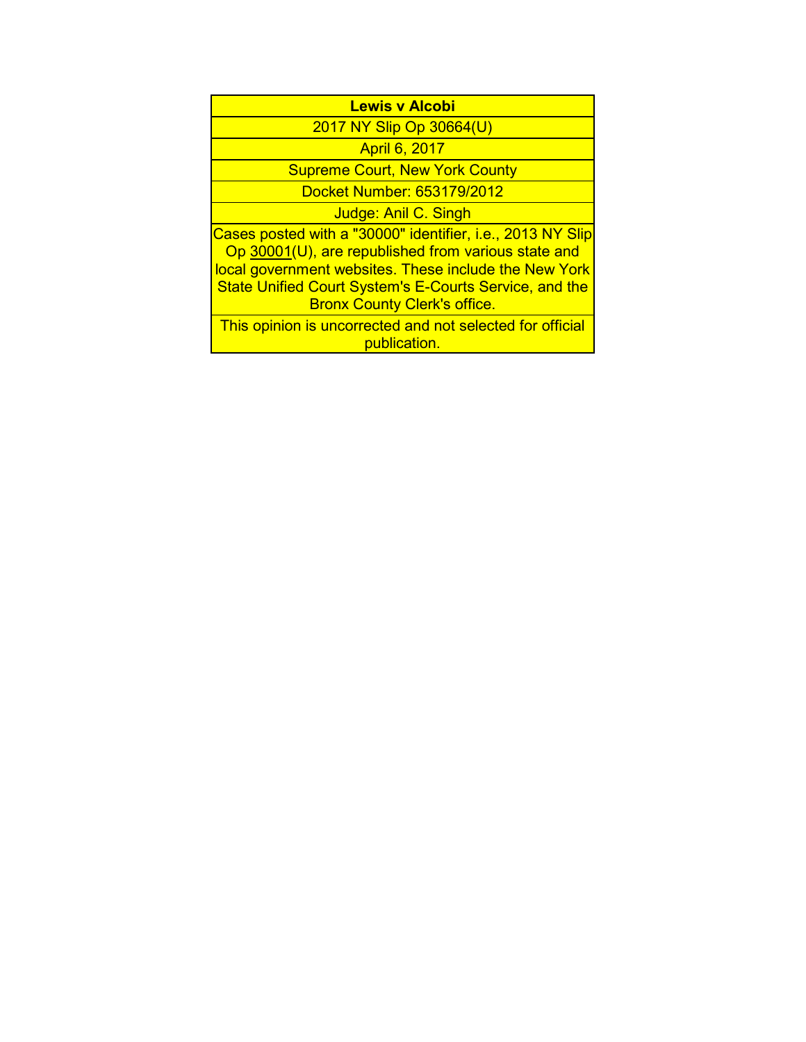**Lewis v Alcobi**

2017 NY Slip Op 30664(U)

April 6, 2017

Supreme Court, New York County

Docket Number: 653179/2012

Judge: Anil C. Singh

Cases posted with a "30000" identifier, i.e., 2013 NY Slip Op 30001(U), are republished from various state and local government websites. These include the New York State Unified Court System's E-Courts Service, and the Bronx County Clerk's office.

This opinion is uncorrected and not selected for official publication.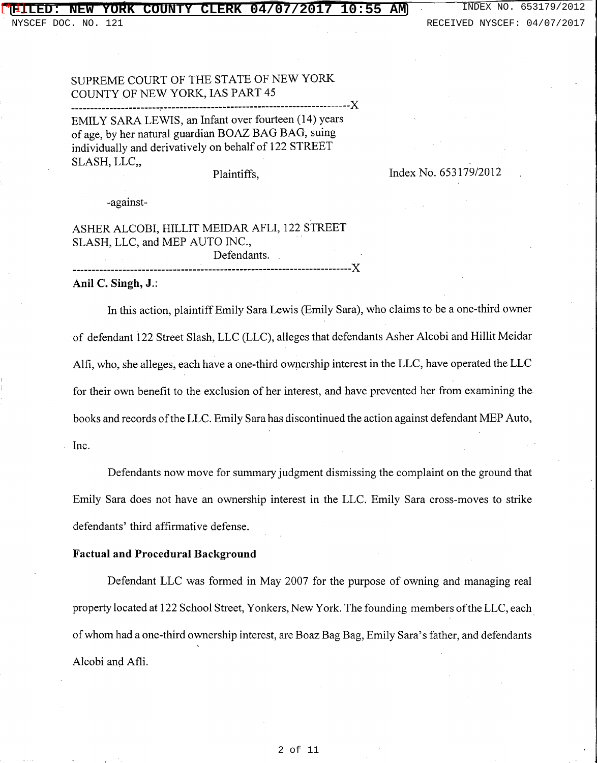SUPREME COURT OF THE STATE OF NEW YORK
COUNTY OF NEW YORK, IAS PART 45

---------------------------------------------------------------------------X

EMILY SARA LEWIS, an Infant over fourteen (14) years of age, by her natural guardian BOAZ BAG BAG, suing individually and derivatively on behalf of 122 STREET SLASH, LLC,,

Plaintiffs,

Index No. 653179/2012

-against-

ASHER ALCOBI, HILLIT MEIDAR AFLI, 122 STREET SLASH, LLC, and MEP AUTO INC.,

Defendants.

---------------------------------------------------------------------------X

**Anil C. Singh, J.**:

In this action, plaintiff Emily Sara Lewis (Emily Sara), who claims to be a one-third owner of defendant 122 Street Slash, LLC (LLC), alleges that defendants Asher Alcobi and Hillit Meidar Alfi, who, she alleges, each have a one-third ownership interest in the LLC, have operated the LLC for their own benefit to the exclusion of her interest, and have prevented her from examining the books and records of the LLC. Emily Sara has discontinued the action against defendant MEP Auto, Inc.

Defendants now move for summary judgment dismissing the complaint on the ground that Emily Sara does not have an ownership interest in the LLC. Emily Sara cross-moves to strike defendants' third affirmative defense.

**Factual and Procedural Background**

Defendant LLC was formed in May 2007 for the purpose of owning and managing real property located at 122 School Street, Yonkers, New York. The founding members of the LLC, each of whom had a one-third ownership interest, are Boaz Bag Bag, Emily Sara's father, and defendants Alcobi and Afli.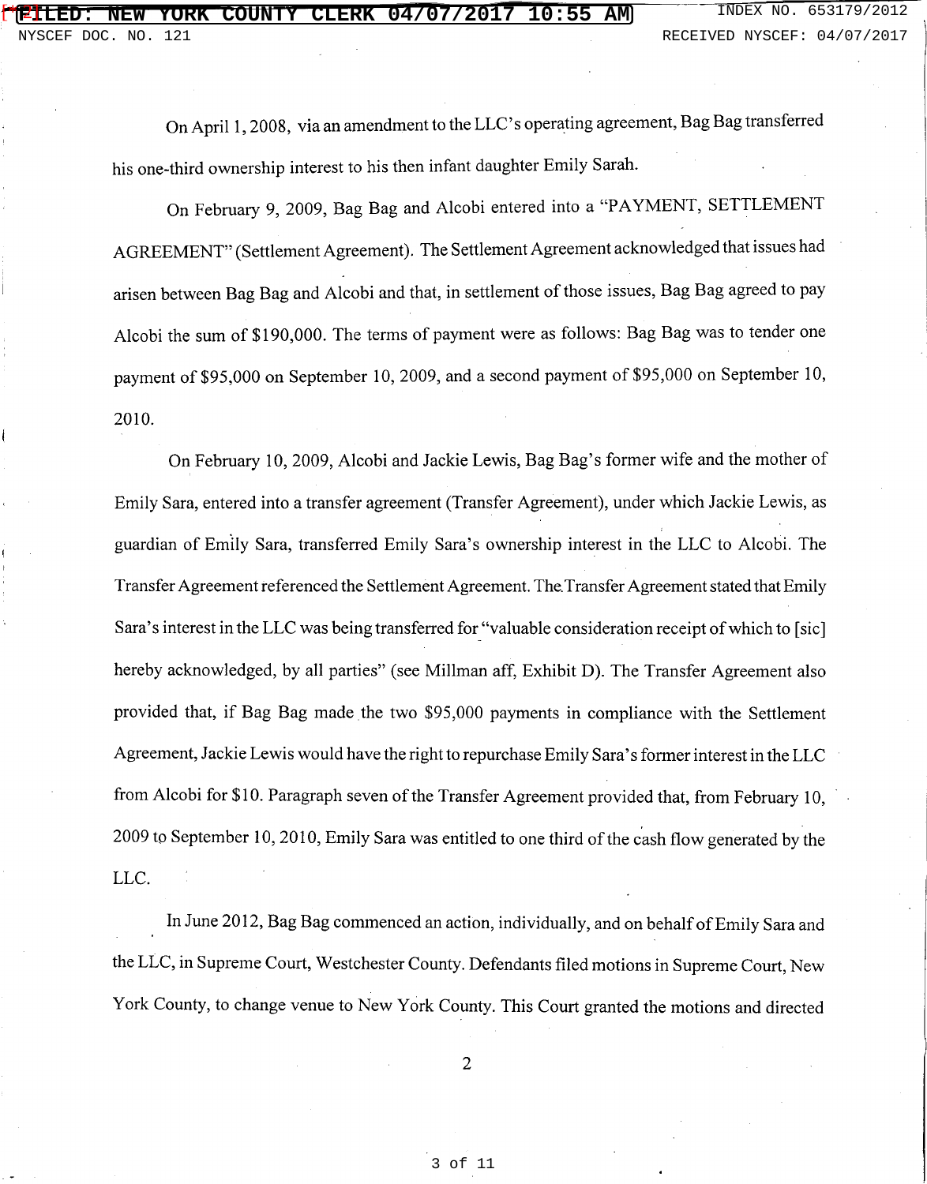On April 1, 2008, via an amendment to the LLC's operating agreement, Bag Bag transferred his one-third ownership interest to his then infant daughter Emily Sarah.

On February 9, 2009, Bag Bag and Alcobi entered into a "PAYMENT, SETTLEMENT AGREEMENT" (Settlement Agreement). The Settlement Agreement acknowledged that issues had arisen between Bag Bag and Alcobi and that, in settlement of those issues, Bag Bag agreed to pay Alcobi the sum of $190,000. The terms of payment were as follows: Bag Bag was to tender one payment of $95,000 on September 10, 2009, and a second payment of $95,000 on September 10, 2010.

On February 10, 2009, Alcobi and Jackie Lewis, Bag Bag's former wife and the mother of Emily Sara, entered into a transfer agreement (Transfer Agreement), under which Jackie Lewis, as guardian of Emily Sara, transferred Emily Sara's ownership interest in the LLC to Alcobi. The Transfer Agreement referenced the Settlement Agreement. The Transfer Agreement stated that Emily Sara's interest in the LLC was being transferred for "valuable consideration receipt of which to [sic] hereby acknowledged, by all parties" (see Millman aff, Exhibit D). The Transfer Agreement also provided that, if Bag Bag made the two $95,000 payments in compliance with the Settlement Agreement, Jackie Lewis would have the right to repurchase Emily Sara's former interest in the LLC from Alcobi for $10. Paragraph seven of the Transfer Agreement provided that, from February 10, 2009 to September 10, 2010, Emily Sara was entitled to one third of the cash flow generated by the LLC.

In June 2012, Bag Bag commenced an action, individually, and on behalf of Emily Sara and the LLC, in Supreme Court, Westchester County. Defendants filed motions in Supreme Court, New York County, to change venue to New York County. This Court granted the motions and directed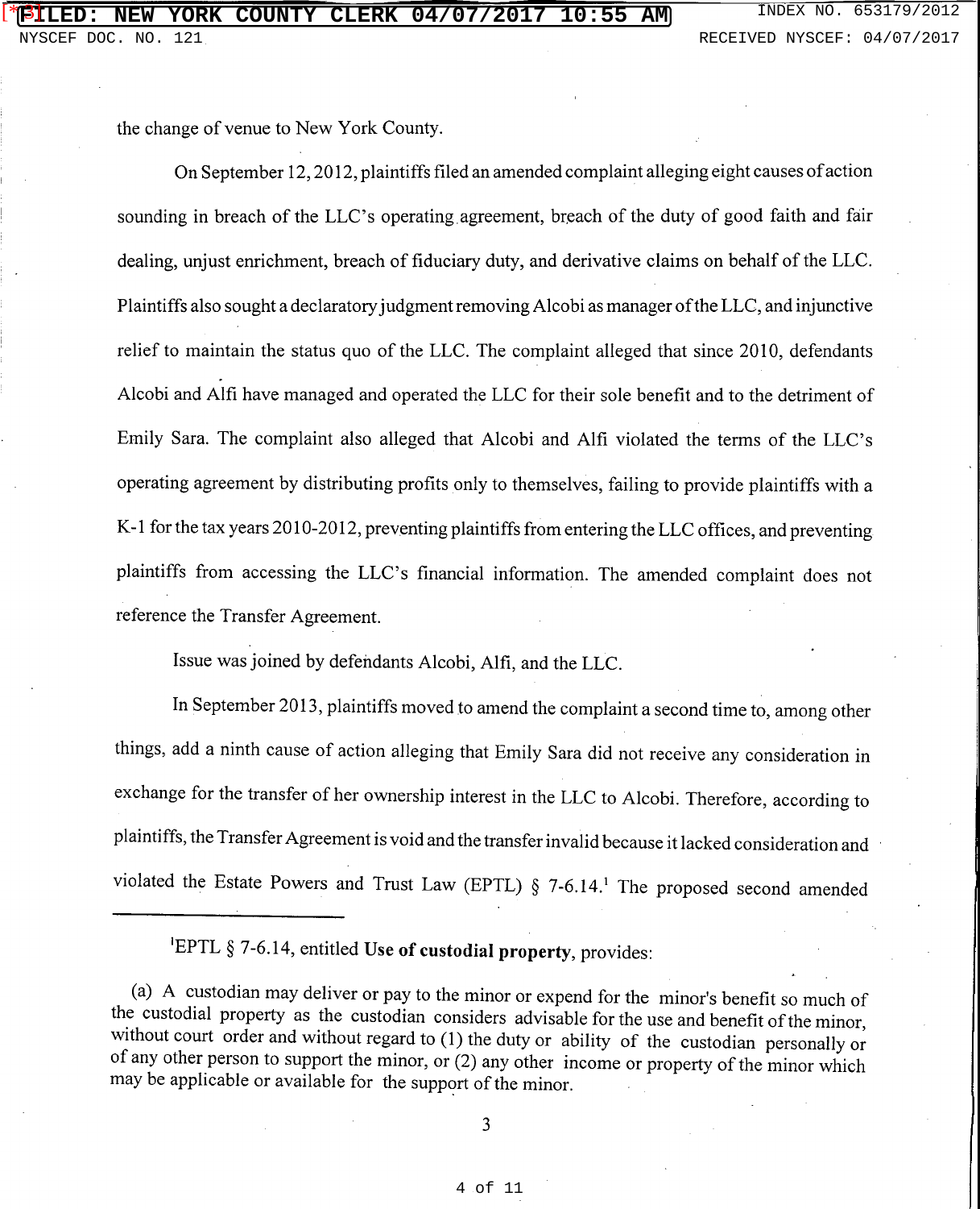the change of venue to New York County.

On September 12, 2012, plaintiffs filed an amended complaint alleging eight causes of action sounding in breach of the LLC's operating agreement, breach of the duty of good faith and fair dealing, unjust enrichment, breach of fiduciary duty, and derivative claims on behalf of the LLC. Plaintiffs also sought a declaratory judgment removing Alcobi as manager of the LLC, and injunctive relief to maintain the status quo of the LLC. The complaint alleged that since 2010, defendants Alcobi and Alfi have managed and operated the LLC for their sole benefit and to the detriment of Emily Sara. The complaint also alleged that Alcobi and Alfi violated the terms of the LLC's operating agreement by distributing profits only to themselves, failing to provide plaintiffs with a K-1 for the tax years 2010-2012, preventing plaintiffs from entering the LLC offices, and preventing plaintiffs from accessing the LLC's financial information. The amended complaint does not reference the Transfer Agreement.

Issue was joined by defendants Alcobi, Alfi, and the LLC.

In September 2013, plaintiffs moved to amend the complaint a second time to, among other things, add a ninth cause of action alleging that Emily Sara did not receive any consideration in exchange for the transfer of her ownership interest in the LLC to Alcobi. Therefore, according to plaintiffs, the Transfer Agreement is void and the transfer invalid because it lacked consideration and violated the Estate Powers and Trust Law (EPTL) § 7-6.14.[1] The proposed second amended

---

[1]EPTL § 7-6.14, entitled **Use of custodial property**, provides:

(a) A custodian may deliver or pay to the minor or expend for the minor's benefit so much of the custodial property as the custodian considers advisable for the use and benefit of the minor, without court order and without regard to (1) the duty or ability of the custodian personally or of any other person to support the minor, or (2) any other income or property of the minor which may be applicable or available for the support of the minor.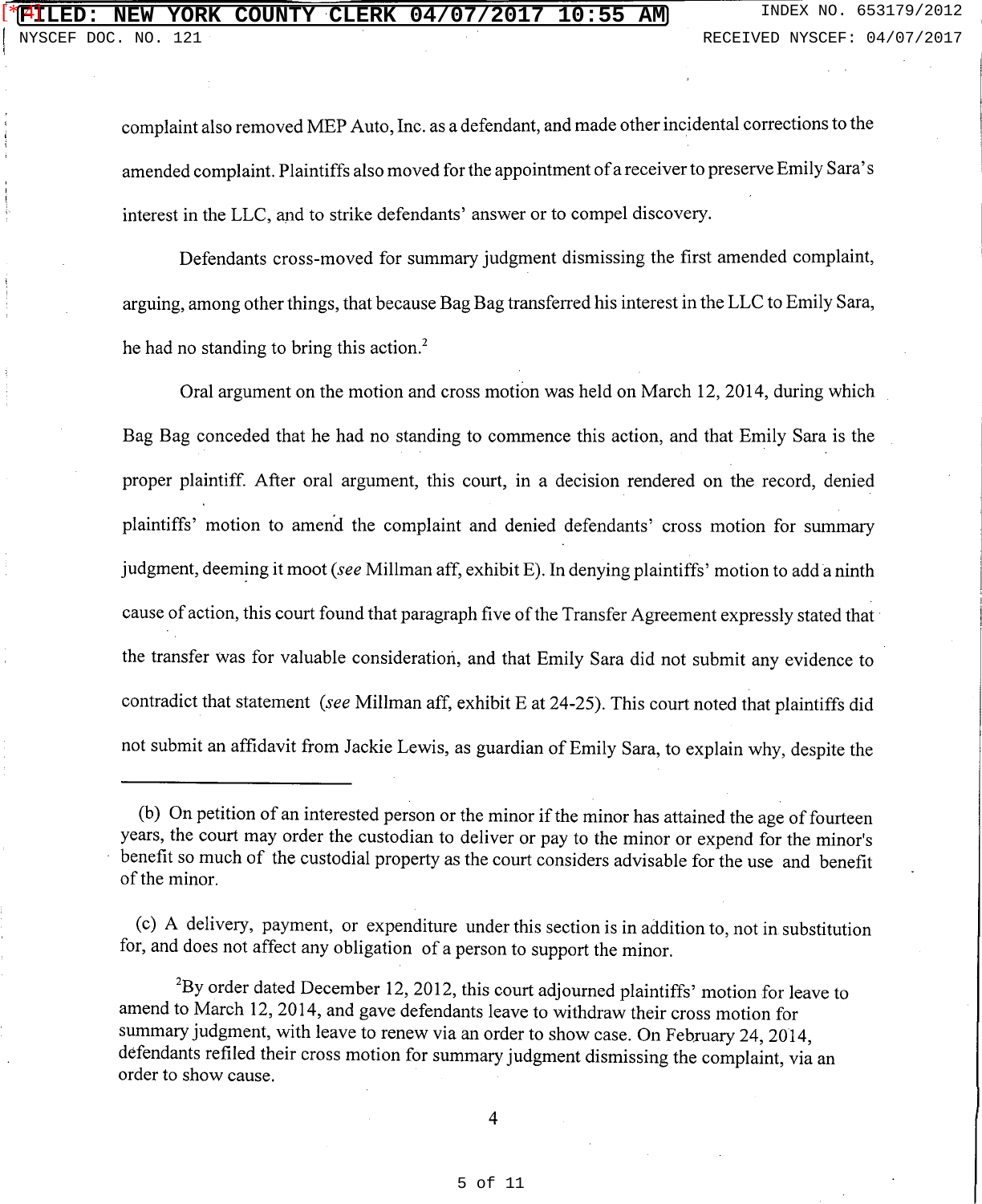complaint also removed MEP Auto, Inc. as a defendant, and made other incidental corrections to the amended complaint. Plaintiffs also moved for the appointment of a receiver to preserve Emily Sara's interest in the LLC, and to strike defendants' answer or to compel discovery.

Defendants cross-moved for summary judgment dismissing the first amended complaint, arguing, among other things, that because Bag Bag transferred his interest in the LLC to Emily Sara, he had no standing to bring this action.[2]

Oral argument on the motion and cross motion was held on March 12, 2014, during which Bag Bag conceded that he had no standing to commence this action, and that Emily Sara is the proper plaintiff. After oral argument, this court, in a decision rendered on the record, denied plaintiffs' motion to amend the complaint and denied defendants' cross motion for summary judgment, deeming it moot (*see* Millman aff, exhibit E). In denying plaintiffs' motion to add a ninth cause of action, this court found that paragraph five of the Transfer Agreement expressly stated that the transfer was for valuable consideration, and that Emily Sara did not submit any evidence to contradict that statement (*see* Millman aff, exhibit E at 24-25). This court noted that plaintiffs did not submit an affidavit from Jackie Lewis, as guardian of Emily Sara, to explain why, despite the

---

(b) On petition of an interested person or the minor if the minor has attained the age of fourteen years, the court may order the custodian to deliver or pay to the minor or expend for the minor's benefit so much of the custodial property as the court considers advisable for the use and benefit of the minor.

(c) A delivery, payment, or expenditure under this section is in addition to, not in substitution for, and does not affect any obligation of a person to support the minor.

[2] By order dated December 12, 2012, this court adjourned plaintiffs' motion for leave to amend to March 12, 2014, and gave defendants leave to withdraw their cross motion for summary judgment, with leave to renew via an order to show case. On February 24, 2014, defendants refiled their cross motion for summary judgment dismissing the complaint, via an order to show cause.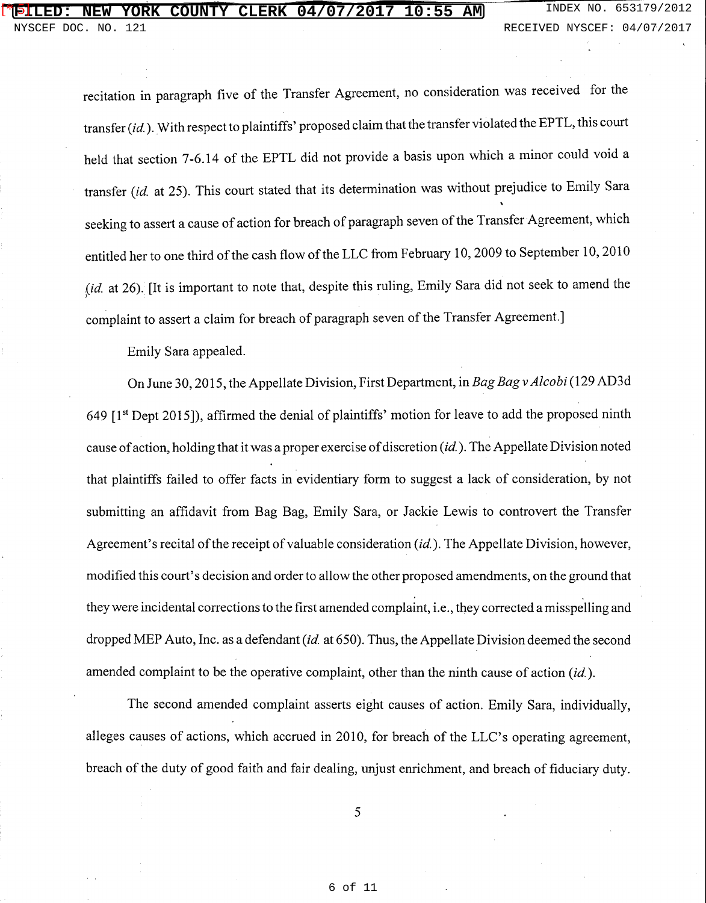recitation in paragraph five of the Transfer Agreement, no consideration was received for the transfer (*id.*). With respect to plaintiffs' proposed claim that the transfer violated the EPTL, this court held that section 7-6.14 of the EPTL did not provide a basis upon which a minor could void a transfer (*id.* at 25). This court stated that its determination was without prejudice to Emily Sara seeking to assert a cause of action for breach of paragraph seven of the Transfer Agreement, which entitled her to one third of the cash flow of the LLC from February 10, 2009 to September 10, 2010 (*id.* at 26). [It is important to note that, despite this ruling, Emily Sara did not seek to amend the complaint to assert a claim for breach of paragraph seven of the Transfer Agreement.]

Emily Sara appealed.

On June 30, 2015, the Appellate Division, First Department, in *Bag Bag v Alcobi* (129 AD3d 649 [1st Dept 2015]), affirmed the denial of plaintiffs' motion for leave to add the proposed ninth cause of action, holding that it was a proper exercise of discretion (*id.*). The Appellate Division noted that plaintiffs failed to offer facts in evidentiary form to suggest a lack of consideration, by not submitting an affidavit from Bag Bag, Emily Sara, or Jackie Lewis to controvert the Transfer Agreement's recital of the receipt of valuable consideration (*id.*). The Appellate Division, however, modified this court's decision and order to allow the other proposed amendments, on the ground that they were incidental corrections to the first amended complaint, i.e., they corrected a misspelling and dropped MEP Auto, Inc. as a defendant (*id.* at 650). Thus, the Appellate Division deemed the second amended complaint to be the operative complaint, other than the ninth cause of action (*id.*).

The second amended complaint asserts eight causes of action. Emily Sara, individually, alleges causes of actions, which accrued in 2010, for breach of the LLC's operating agreement, breach of the duty of good faith and fair dealing, unjust enrichment, and breach of fiduciary duty.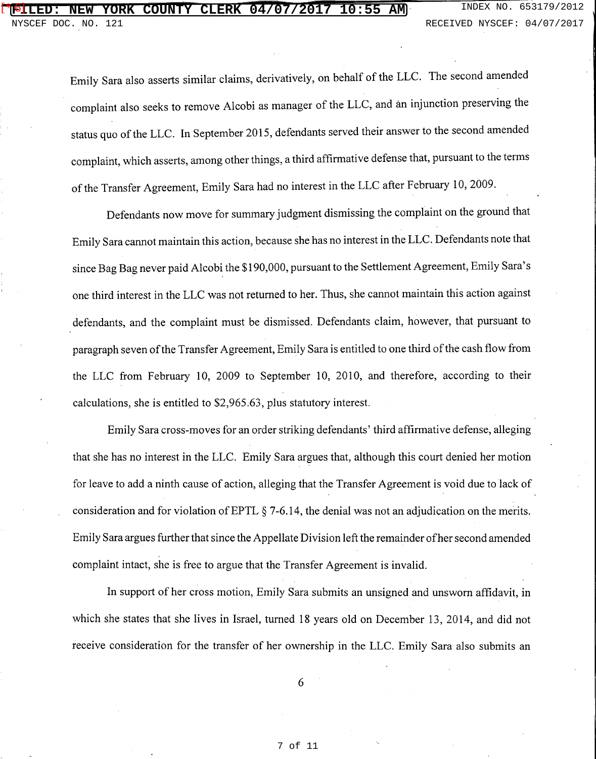Emily Sara also asserts similar claims, derivatively, on behalf of the LLC. The second amended complaint also seeks to remove Alcobi as manager of the LLC, and an injunction preserving the status quo of the LLC. In September 2015, defendants served their answer to the second amended complaint, which asserts, among other things, a third affirmative defense that, pursuant to the terms of the Transfer Agreement, Emily Sara had no interest in the LLC after February 10, 2009.

Defendants now move for summary judgment dismissing the complaint on the ground that Emily Sara cannot maintain this action, because she has no interest in the LLC. Defendants note that since Bag Bag never paid Alcobi the $190,000, pursuant to the Settlement Agreement, Emily Sara's one third interest in the LLC was not returned to her. Thus, she cannot maintain this action against defendants, and the complaint must be dismissed. Defendants claim, however, that pursuant to paragraph seven of the Transfer Agreement, Emily Sara is entitled to one third of the cash flow from the LLC from February 10, 2009 to September 10, 2010, and therefore, according to their calculations, she is entitled to $2,965.63, plus statutory interest.

Emily Sara cross-moves for an order striking defendants' third affirmative defense, alleging that she has no interest in the LLC. Emily Sara argues that, although this court denied her motion for leave to add a ninth cause of action, alleging that the Transfer Agreement is void due to lack of consideration and for violation of EPTL § 7-6.14, the denial was not an adjudication on the merits. Emily Sara argues further that since the Appellate Division left the remainder of her second amended complaint intact, she is free to argue that the Transfer Agreement is invalid.

In support of her cross motion, Emily Sara submits an unsigned and unsworn affidavit, in which she states that she lives in Israel, turned 18 years old on December 13, 2014, and did not receive consideration for the transfer of her ownership in the LLC. Emily Sara also submits an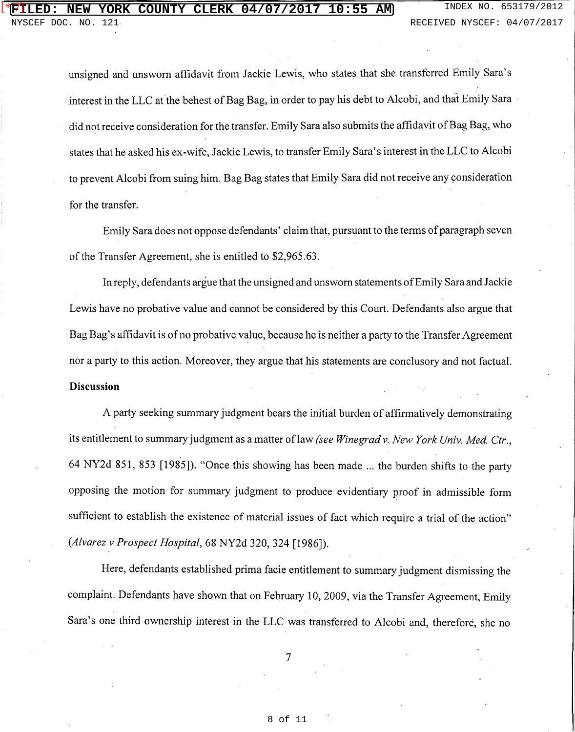unsigned and unsworn affidavit from Jackie Lewis, who states that she transferred Emily Sara's interest in the LLC at the behest of Bag Bag, in order to pay his debt to Alcobi, and that Emily Sara did not receive consideration for the transfer. Emily Sara also submits the affidavit of Bag Bag, who states that he asked his ex-wife, Jackie Lewis, to transfer Emily Sara's interest in the LLC to Alcobi to prevent Alcobi from suing him. Bag Bag states that Emily Sara did not receive any consideration for the transfer.

Emily Sara does not oppose defendants' claim that, pursuant to the terms of paragraph seven of the Transfer Agreement, she is entitled to $2,965.63.

In reply, defendants argue that the unsigned and unsworn statements of Emily Sara and Jackie Lewis have no probative value and cannot be considered by this Court. Defendants also argue that Bag Bag's affidavit is of no probative value, because he is neither a party to the Transfer Agreement nor a party to this action. Moreover, they argue that his statements are conclusory and not factual.

**Discussion**

A party seeking summary judgment bears the initial burden of affirmatively demonstrating its entitlement to summary judgment as a matter of law *(see Winegrad v. New York Univ. Med. Ctr.*, 64 NY2d 851, 853 [1985]). "Once this showing has been made ... the burden shifts to the party opposing the motion for summary judgment to produce evidentiary proof in admissible form sufficient to establish the existence of material issues of fact which require a trial of the action" (*Alvarez v Prospect Hospital*, 68 NY2d 320, 324 [1986]).

Here, defendants established prima facie entitlement to summary judgment dismissing the complaint. Defendants have shown that on February 10, 2009, via the Transfer Agreement, Emily Sara's one third ownership interest in the LLC was transferred to Alcobi and, therefore, she no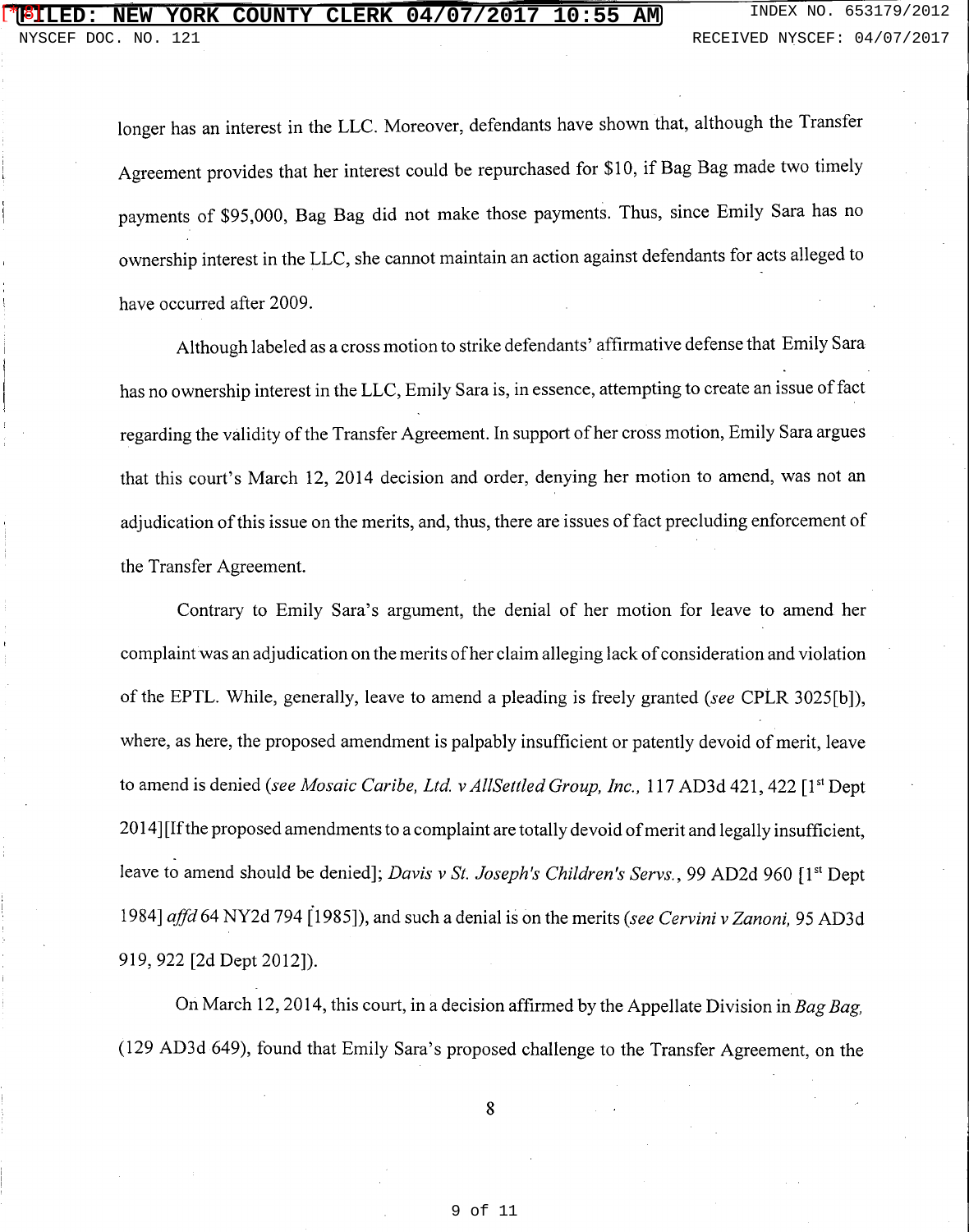longer has an interest in the LLC. Moreover, defendants have shown that, although the Transfer Agreement provides that her interest could be repurchased for $10, if Bag Bag made two timely payments of $95,000, Bag Bag did not make those payments. Thus, since Emily Sara has no ownership interest in the LLC, she cannot maintain an action against defendants for acts alleged to have occurred after 2009.

Although labeled as a cross motion to strike defendants' affirmative defense that Emily Sara has no ownership interest in the LLC, Emily Sara is, in essence, attempting to create an issue of fact regarding the validity of the Transfer Agreement. In support of her cross motion, Emily Sara argues that this court's March 12, 2014 decision and order, denying her motion to amend, was not an adjudication of this issue on the merits, and, thus, there are issues of fact precluding enforcement of the Transfer Agreement.

Contrary to Emily Sara's argument, the denial of her motion for leave to amend her complaint was an adjudication on the merits of her claim alleging lack of consideration and violation of the EPTL. While, generally, leave to amend a pleading is freely granted (*see* CPLR 3025[b]), where, as here, the proposed amendment is palpably insufficient or patently devoid of merit, leave to amend is denied (*see Mosaic Caribe, Ltd. v AllSettled Group, Inc.*, 117 AD3d 421, 422 [1st Dept 2014][If the proposed amendments to a complaint are totally devoid of merit and legally insufficient, leave to amend should be denied]; *Davis v St. Joseph's Children's Servs.*, 99 AD2d 960 [1st Dept 1984] *affd* 64 NY2d 794 [1985]), and such a denial is on the merits (*see Cervini v Zanoni,* 95 AD3d 919, 922 [2d Dept 2012]).

On March 12, 2014, this court, in a decision affirmed by the Appellate Division in *Bag Bag,* (129 AD3d 649), found that Emily Sara's proposed challenge to the Transfer Agreement, on the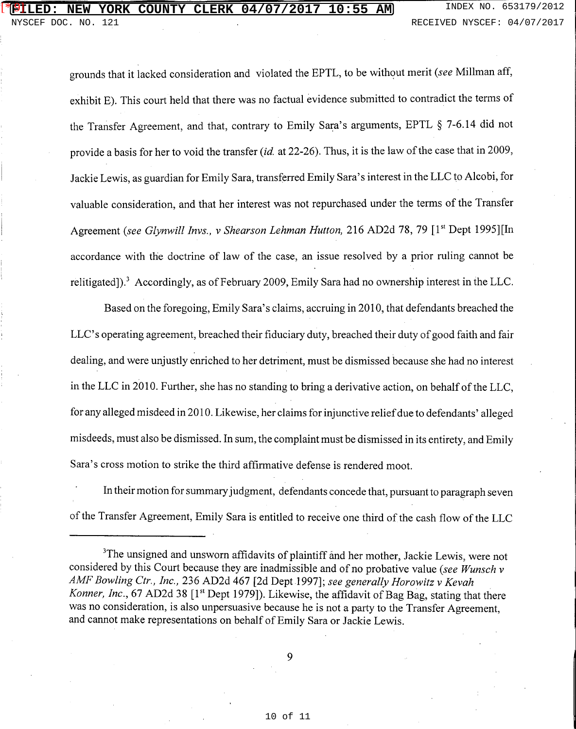grounds that it lacked consideration and violated the EPTL, to be without merit (*see* Millman aff, exhibit E). This court held that there was no factual evidence submitted to contradict the terms of the Transfer Agreement, and that, contrary to Emily Sara's arguments, EPTL § 7-6.14 did not provide a basis for her to void the transfer (*id.* at 22-26). Thus, it is the law of the case that in 2009, Jackie Lewis, as guardian for Emily Sara, transferred Emily Sara's interest in the LLC to Alcobi, for valuable consideration, and that her interest was not repurchased under the terms of the Transfer Agreement (*see Glynwill Invs., v Shearson Lehman Hutton,* 216 AD2d 78, 79 [1st Dept 1995][In accordance with the doctrine of law of the case, an issue resolved by a prior ruling cannot be relitigated]).[3] Accordingly, as of February 2009, Emily Sara had no ownership interest in the LLC.

Based on the foregoing, Emily Sara's claims, accruing in 2010, that defendants breached the LLC's operating agreement, breached their fiduciary duty, breached their duty of good faith and fair dealing, and were unjustly enriched to her detriment, must be dismissed because she had no interest in the LLC in 2010. Further, she has no standing to bring a derivative action, on behalf of the LLC, for any alleged misdeed in 2010. Likewise, her claims for injunctive relief due to defendants' alleged misdeeds, must also be dismissed. In sum, the complaint must be dismissed in its entirety, and Emily Sara's cross motion to strike the third affirmative defense is rendered moot.

In their motion for summary judgment, defendants concede that, pursuant to paragraph seven of the Transfer Agreement, Emily Sara is entitled to receive one third of the cash flow of the LLC

---

[3]The unsigned and unsworn affidavits of plaintiff and her mother, Jackie Lewis, were not considered by this Court because they are inadmissible and of no probative value (*see Wunsch v AMF Bowling Ctr., Inc.,* 236 AD2d 467 [2d Dept 1997]; *see generally Horowitz v Kevah Konner, Inc.*, 67 AD2d 38 [1st Dept 1979]). Likewise, the affidavit of Bag Bag, stating that there was no consideration, is also unpersuasive because he is not a party to the Transfer Agreement, and cannot make representations on behalf of Emily Sara or Jackie Lewis.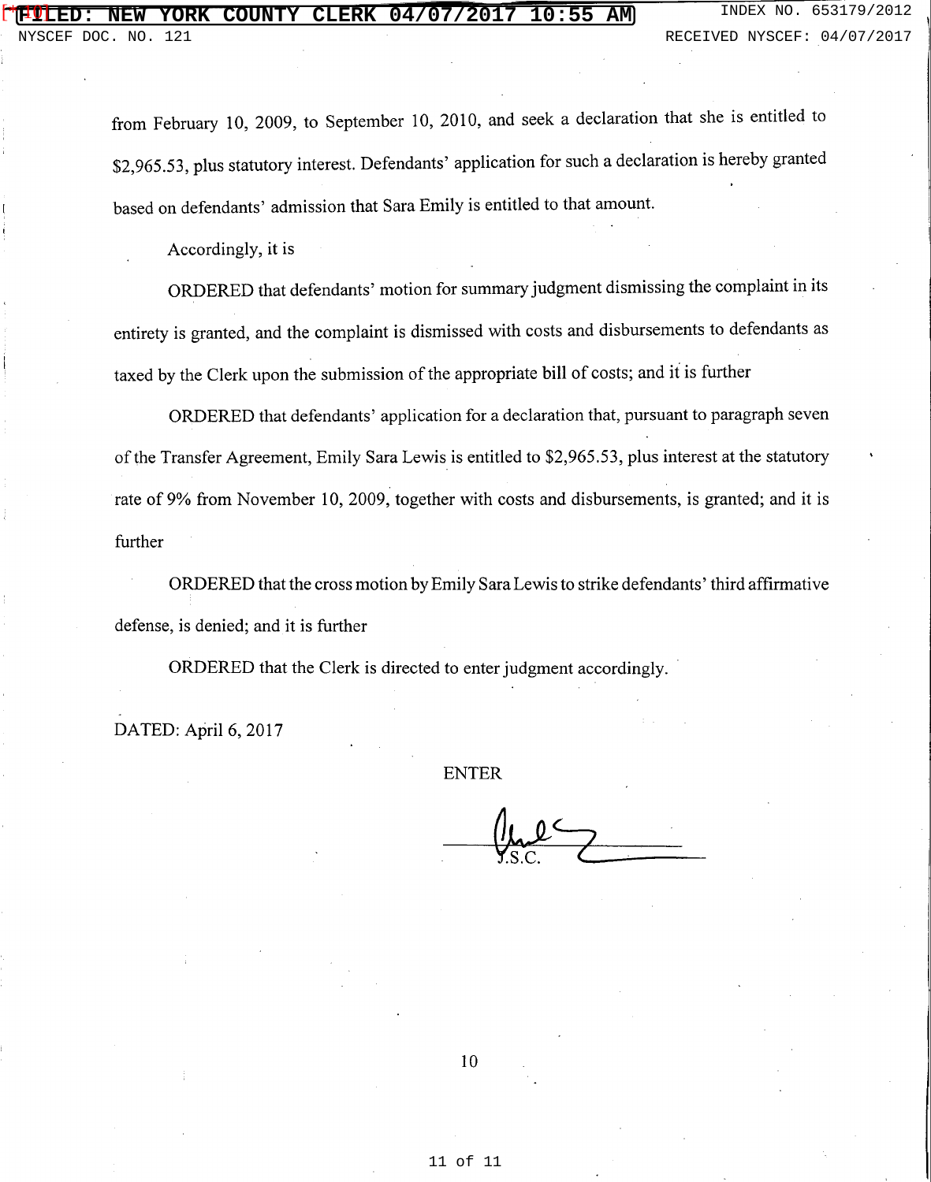from February 10, 2009, to September 10, 2010, and seek a declaration that she is entitled to $2,965.53, plus statutory interest. Defendants' application for such a declaration is hereby granted based on defendants' admission that Sara Emily is entitled to that amount.

Accordingly, it is

ORDERED that defendants' motion for summary judgment dismissing the complaint in its entirety is granted, and the complaint is dismissed with costs and disbursements to defendants as taxed by the Clerk upon the submission of the appropriate bill of costs; and it is further

ORDERED that defendants' application for a declaration that, pursuant to paragraph seven of the Transfer Agreement, Emily Sara Lewis is entitled to $2,965.53, plus interest at the statutory rate of 9% from November 10, 2009, together with costs and disbursements, is granted; and it is further

ORDERED that the cross motion by Emily Sara Lewis to strike defendants' third affirmative defense, is denied; and it is further

ORDERED that the Clerk is directed to enter judgment accordingly.

DATED: April 6, 2017

ENTER

J.S.C.